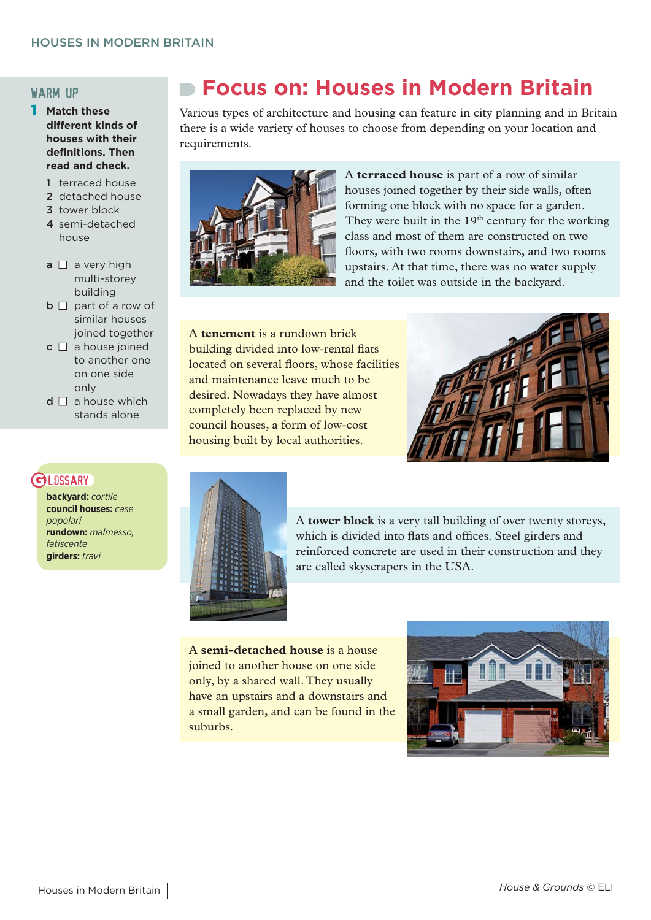## WARM UP

**1 Match these different kinds of houses with their definitions. Then read and check.**

1 terraced house
2 detached house
3 tower block
4 semi-detached house

a ☐ a very high multi-storey building
b ☐ part of a row of similar houses joined together
c ☐ a house joined to another one on one side only
d ☐ a house which stands alone

## GLOSSARY

**backyard:** *cortile*
**council houses:** *case popolari*
**rundown:** *malmesso, fatiscente*
**girders:** *travi*

# Focus on: Houses in Modern Britain

Various types of architecture and housing can feature in city planning and in Britain there is a wide variety of houses to choose from depending on your location and requirements.

A **terraced house** is part of a row of similar houses joined together by their side walls, often forming one block with no space for a garden. They were built in the 19th century for the working class and most of them are constructed on two floors, with two rooms downstairs, and two rooms upstairs. At that time, there was no water supply and the toilet was outside in the backyard.

A **tenement** is a rundown brick building divided into low-rental flats located on several floors, whose facilities and maintenance leave much to be desired. Nowadays they have almost completely been replaced by new council houses, a form of low-cost housing built by local authorities.

A **tower block** is a very tall building of over twenty storeys, which is divided into flats and offices. Steel girders and reinforced concrete are used in their construction and they are called skyscrapers in the USA.

A **semi-detached house** is a house joined to another house on one side only, by a shared wall. They usually have an upstairs and a downstairs and a small garden, and can be found in the suburbs.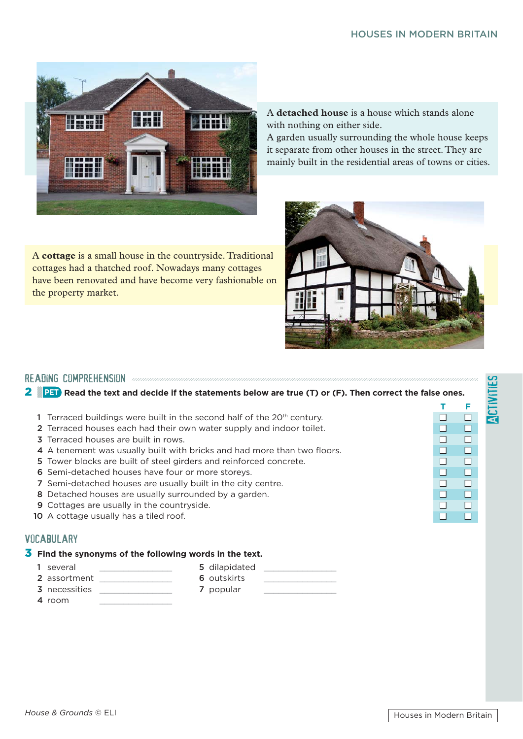A **detached house** is a house which stands alone with nothing on either side.
A garden usually surrounding the whole house keeps it separate from other houses in the street. They are mainly built in the residential areas of towns or cities.

A **cottage** is a small house in the countryside. Traditional cottages had a thatched roof. Nowadays many cottages have been renovated and have become very fashionable on the property market.

## READING COMPREHENSION

**2** PET **Read the text and decide if the statements below are true (T) or (F). Then correct the false ones.**

| | | T | F |
|---|---|---|---|
| 1 | Terraced buildings were built in the second half of the 20th century. | ☐ | ☐ |
| 2 | Terraced houses each had their own water supply and indoor toilet. | ☐ | ☐ |
| 3 | Terraced houses are built in rows. | ☐ | ☐ |
| 4 | A tenement was usually built with bricks and had more than two floors. | ☐ | ☐ |
| 5 | Tower blocks are built of steel girders and reinforced concrete. | ☐ | ☐ |
| 6 | Semi-detached houses have four or more storeys. | ☐ | ☐ |
| 7 | Semi-detached houses are usually built in the city centre. | ☐ | ☐ |
| 8 | Detached houses are usually surrounded by a garden. | ☐ | ☐ |
| 9 | Cottages are usually in the countryside. | ☐ | ☐ |
| 10 | A cottage usually has a tiled roof. | ☐ | ☐ |

## VOCABULARY

**3** **Find the synonyms of the following words in the text.**

1 several ______________
2 assortment ______________
3 necessities ______________
4 room ______________
5 dilapidated ______________
6 outskirts ______________
7 popular ______________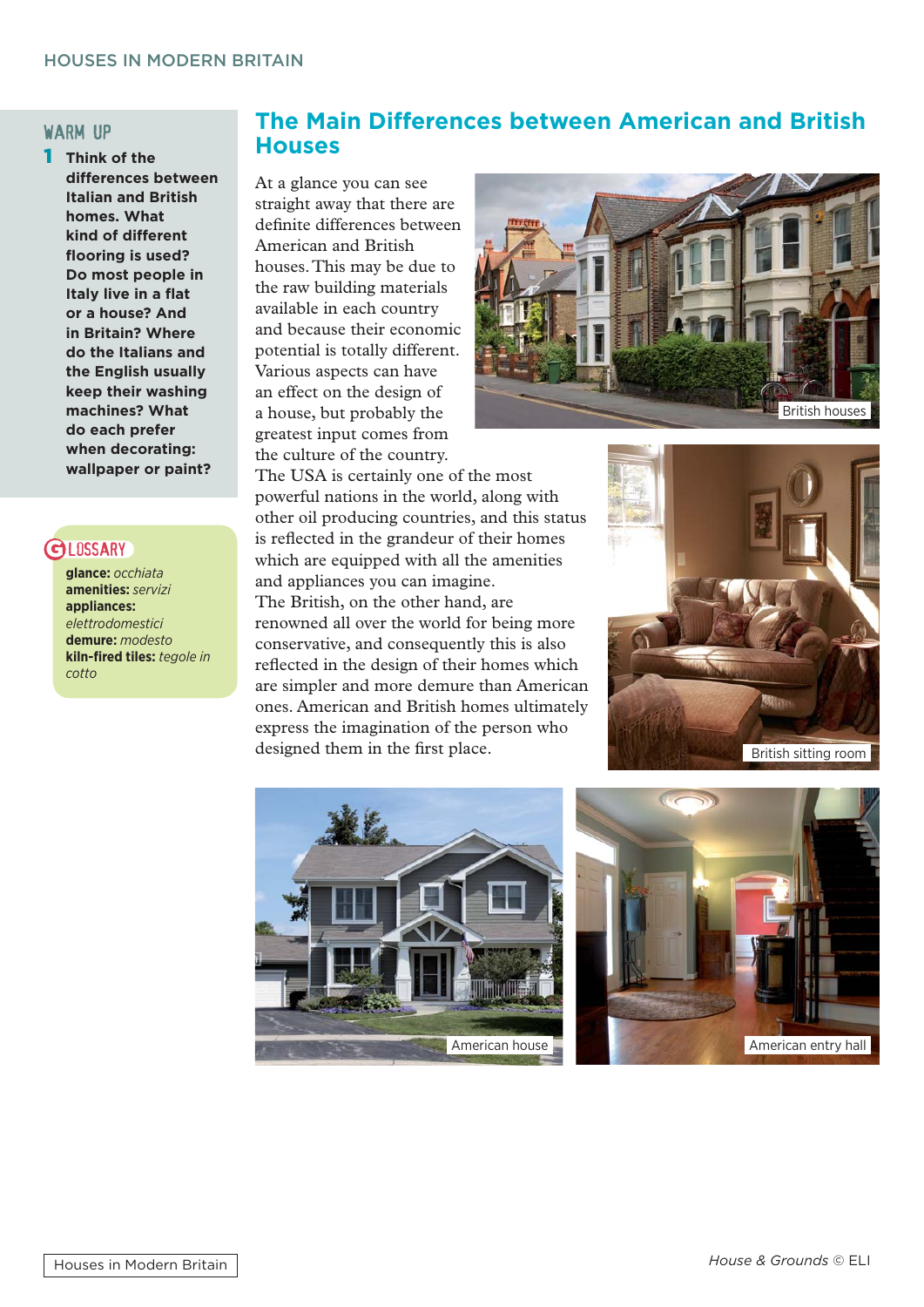## WARM UP

**1** **Think of the differences between Italian and British homes. What kind of different flooring is used? Do most people in Italy live in a flat or a house? And in Britain? Where do the Italians and the English usually keep their washing machines? What do each prefer when decorating: wallpaper or paint?**

## GLOSSARY

**glance:** *occhiata*
**amenities:** *servizi*
**appliances:** *elettrodomestici*
**demure:** *modesto*
**kiln-fired tiles:** *tegole in cotto*

# The Main Differences between American and British Houses

At a glance you can see straight away that there are definite differences between American and British houses. This may be due to the raw building materials available in each country and because their economic potential is totally different. Various aspects can have an effect on the design of a house, but probably the greatest input comes from the culture of the country.

The USA is certainly one of the most powerful nations in the world, along with other oil producing countries, and this status is reflected in the grandeur of their homes which are equipped with all the amenities and appliances you can imagine.

The British, on the other hand, are renowned all over the world for being more conservative, and consequently this is also reflected in the design of their homes which are simpler and more demure than American ones. American and British homes ultimately express the imagination of the person who designed them in the first place.

British houses

British sitting room

American house

American entry hall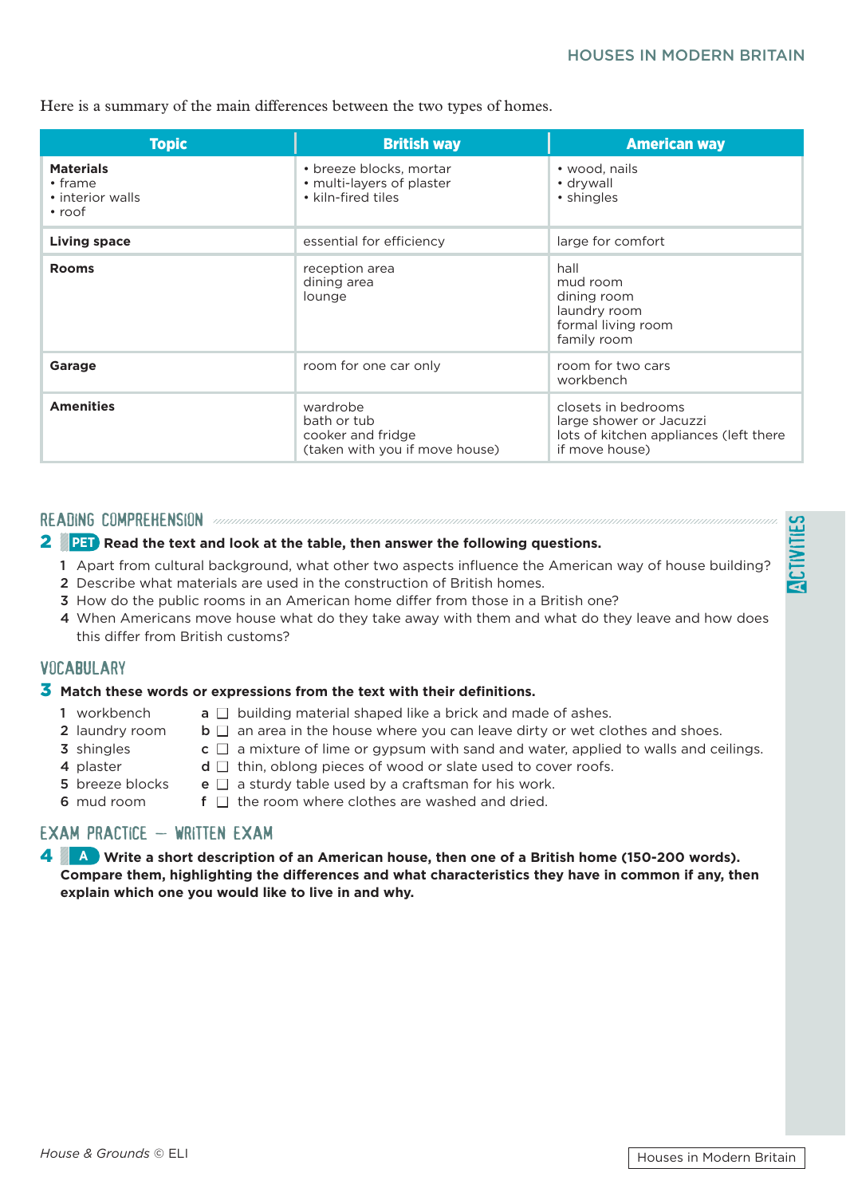Here is a summary of the main differences between the two types of homes.

| Topic | British way | American way |
|---|---|---|
| **Materials**<br>• frame<br>• interior walls<br>• roof | • breeze blocks, mortar<br>• multi-layers of plaster<br>• kiln-fired tiles | • wood, nails<br>• drywall<br>• shingles |
| **Living space** | essential for efficiency | large for comfort |
| **Rooms** | reception area<br>dining area<br>lounge | hall<br>mud room<br>dining room<br>laundry room<br>formal living room<br>family room |
| **Garage** | room for one car only | room for two cars<br>workbench |
| **Amenities** | wardrobe<br>bath or tub<br>cooker and fridge<br>(taken with you if move house) | closets in bedrooms<br>large shower or Jacuzzi<br>lots of kitchen appliances (left there if move house) |

## READING COMPREHENSION

**2** PET **Read the text and look at the table, then answer the following questions.**

1. Apart from cultural background, what other two aspects influence the American way of house building?
2. Describe what materials are used in the construction of British homes.
3. How do the public rooms in an American home differ from those in a British one?
4. When Americans move house what do they take away with them and what do they leave and how does this differ from British customs?

## VOCABULARY

**3** **Match these words or expressions from the text with their definitions.**

| | | | |
|---|---|---|---|
| 1 | workbench | a ☐ | building material shaped like a brick and made of ashes. |
| 2 | laundry room | b ☐ | an area in the house where you can leave dirty or wet clothes and shoes. |
| 3 | shingles | c ☐ | a mixture of lime or gypsum with sand and water, applied to walls and ceilings. |
| 4 | plaster | d ☐ | thin, oblong pieces of wood or slate used to cover roofs. |
| 5 | breeze blocks | e ☐ | a sturdy table used by a craftsman for his work. |
| 6 | mud room | f ☐ | the room where clothes are washed and dried. |

## EXAM PRACTICE – WRITTEN EXAM

**4** A **Write a short description of an American house, then one of a British home (150-200 words). Compare them, highlighting the differences and what characteristics they have in common if any, then explain which one you would like to live in and why.**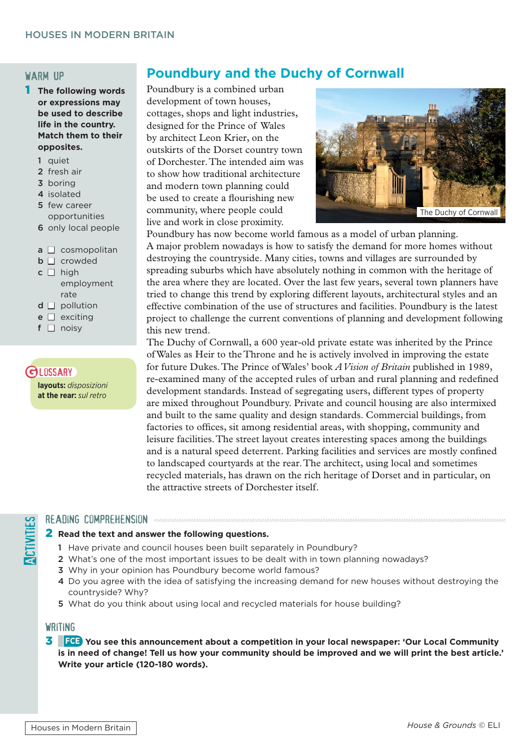## Poundbury and the Duchy of Cornwall

Poundbury is a combined urban development of town houses, cottages, shops and light industries, designed for the Prince of Wales by architect Leon Krier, on the outskirts of the Dorset country town of Dorchester. The intended aim was to show how traditional architecture and modern town planning could be used to create a flourishing new community, where people could live and work in close proximity.

The Duchy of Cornwall

Poundbury has now become world famous as a model of urban planning. A major problem nowadays is how to satisfy the demand for more homes without destroying the countryside. Many cities, towns and villages are surrounded by spreading suburbs which have absolutely nothing in common with the heritage of the area where they are located. Over the last few years, several town planners have tried to change this trend by exploring different layouts, architectural styles and an effective combination of the use of structures and facilities. Poundbury is the latest project to challenge the current conventions of planning and development following this new trend.

The Duchy of Cornwall, a 600 year-old private estate was inherited by the Prince of Wales as Heir to the Throne and he is actively involved in improving the estate for future Dukes. The Prince of Wales' book *A Vision of Britain* published in 1989, re-examined many of the accepted rules of urban and rural planning and redefined development standards. Instead of segregating users, different types of property are mixed throughout Poundbury. Private and council housing are also intermixed and built to the same quality and design standards. Commercial buildings, from factories to offices, sit among residential areas, with shopping, community and leisure facilities. The street layout creates interesting spaces among the buildings and is a natural speed deterrent. Parking facilities and services are mostly confined to landscaped courtyards at the rear. The architect, using local and sometimes recycled materials, has drawn on the rich heritage of Dorset and in particular, on the attractive streets of Dorchester itself.

### WARM UP

**1 The following words or expressions may be used to describe life in the country. Match them to their opposites.**

1 quiet
2 fresh air
3 boring
4 isolated
5 few career opportunities
6 only local people

a ☐ cosmopolitan
b ☐ crowded
c ☐ high employment rate
d ☐ pollution
e ☐ exciting
f ☐ noisy

### GLOSSARY

**layouts:** *disposizioni*
**at the rear:** *sul retro*

## ACTIVITIES

### READING COMPREHENSION

**2 Read the text and answer the following questions.**

1 Have private and council houses been built separately in Poundbury?
2 What's one of the most important issues to be dealt with in town planning nowadays?
3 Why in your opinion has Poundbury become world famous?
4 Do you agree with the idea of satisfying the increasing demand for new houses without destroying the countryside? Why?
5 What do you think about using local and recycled materials for house building?

### WRITING

**3 FCE You see this announcement about a competition in your local newspaper: 'Our Local Community is in need of change! Tell us how your community should be improved and we will print the best article.' Write your article (120-180 words).**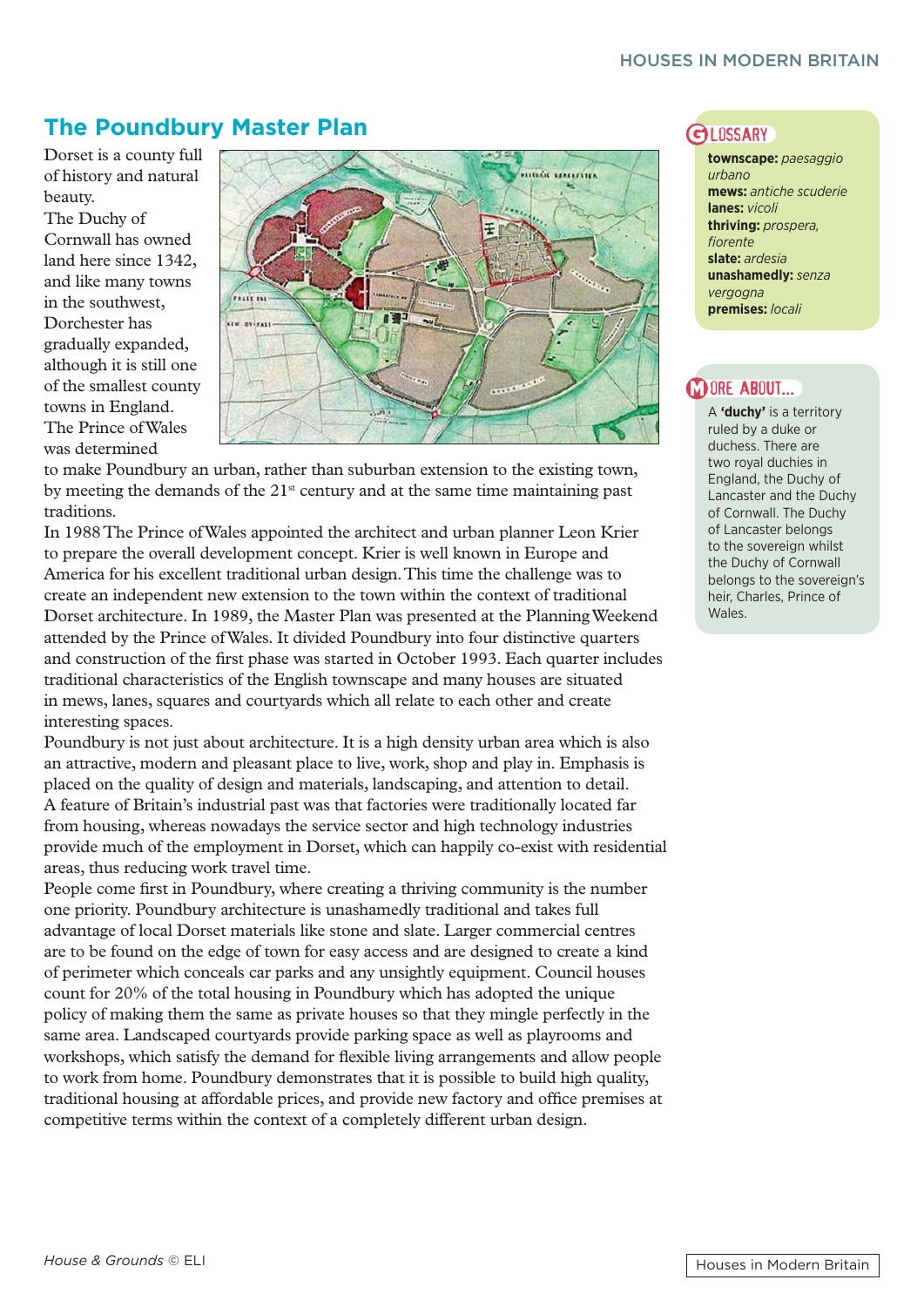## The Poundbury Master Plan

Dorset is a county full of history and natural beauty.
The Duchy of Cornwall has owned land here since 1342, and like many towns in the southwest, Dorchester has gradually expanded, although it is still one of the smallest county towns in England.
The Prince of Wales was determined to make Poundbury an urban, rather than suburban extension to the existing town, by meeting the demands of the 21st century and at the same time maintaining past traditions.
In 1988 The Prince of Wales appointed the architect and urban planner Leon Krier to prepare the overall development concept. Krier is well known in Europe and America for his excellent traditional urban design. This time the challenge was to create an independent new extension to the town within the context of traditional Dorset architecture. In 1989, the Master Plan was presented at the Planning Weekend attended by the Prince of Wales. It divided Poundbury into four distinctive quarters and construction of the first phase was started in October 1993. Each quarter includes traditional characteristics of the English townscape and many houses are situated in mews, lanes, squares and courtyards which all relate to each other and create interesting spaces.
Poundbury is not just about architecture. It is a high density urban area which is also an attractive, modern and pleasant place to live, work, shop and play in. Emphasis is placed on the quality of design and materials, landscaping, and attention to detail.
A feature of Britain's industrial past was that factories were traditionally located far from housing, whereas nowadays the service sector and high technology industries provide much of the employment in Dorset, which can happily co-exist with residential areas, thus reducing work travel time.
People come first in Poundbury, where creating a thriving community is the number one priority. Poundbury architecture is unashamedly traditional and takes full advantage of local Dorset materials like stone and slate. Larger commercial centres are to be found on the edge of town for easy access and are designed to create a kind of perimeter which conceals car parks and any unsightly equipment. Council houses count for 20% of the total housing in Poundbury which has adopted the unique policy of making them the same as private houses so that they mingle perfectly in the same area. Landscaped courtyards provide parking space as well as playrooms and workshops, which satisfy the demand for flexible living arrangements and allow people to work from home. Poundbury demonstrates that it is possible to build high quality, traditional housing at affordable prices, and provide new factory and office premises at competitive terms within the context of a completely different urban design.

### GLOSSARY

**townscape:** *paesaggio urbano*
**mews:** *antiche scuderie*
**lanes:** *vicoli*
**thriving:** *prospera, fiorente*
**slate:** *ardesia*
**unashamedly:** *senza vergogna*
**premises:** *locali*

### MORE ABOUT...

A **'duchy'** is a territory ruled by a duke or duchess. There are two royal duchies in England, the Duchy of Lancaster and the Duchy of Cornwall. The Duchy of Lancaster belongs to the sovereign whilst the Duchy of Cornwall belongs to the sovereign's heir, Charles, Prince of Wales.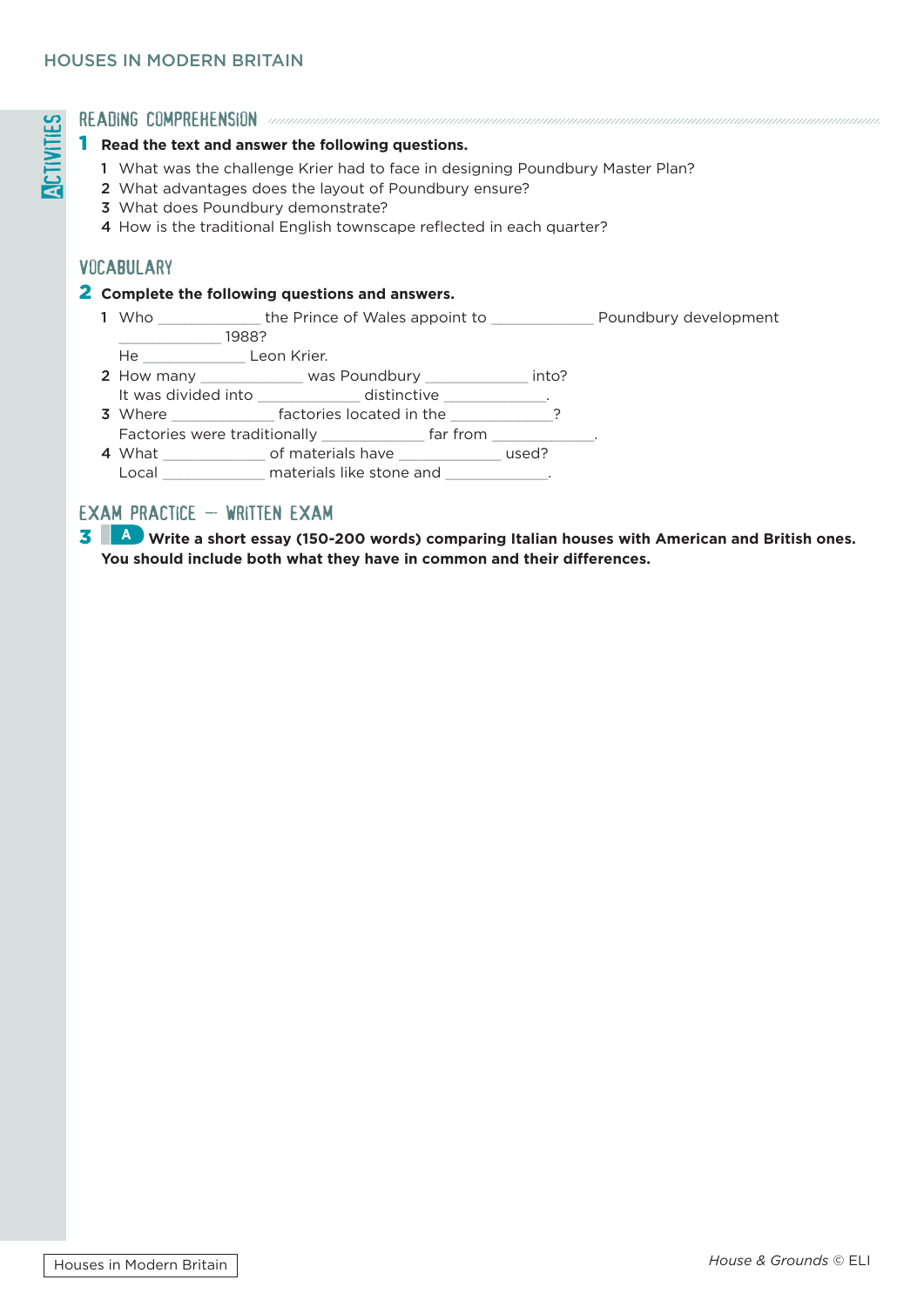## ACTIVITIES

### READING COMPREHENSION

**1 Read the text and answer the following questions.**

1. What was the challenge Krier had to face in designing Poundbury Master Plan?
2. What advantages does the layout of Poundbury ensure?
3. What does Poundbury demonstrate?
4. How is the traditional English townscape reflected in each quarter?

### VOCABULARY

**2 Complete the following questions and answers.**

1. Who ____________ the Prince of Wales appoint to ____________ Poundbury development ____________ 1988?
   He ____________ Leon Krier.
2. How many ____________ was Poundbury ____________ into?
   It was divided into ____________ distinctive ____________.
3. Where ____________ factories located in the ____________?
   Factories were traditionally ____________ far from ____________.
4. What ____________ of materials have ____________ used?
   Local ____________ materials like stone and ____________.

### EXAM PRACTICE – WRITTEN EXAM

**3 A Write a short essay (150-200 words) comparing Italian houses with American and British ones. You should include both what they have in common and their differences.**